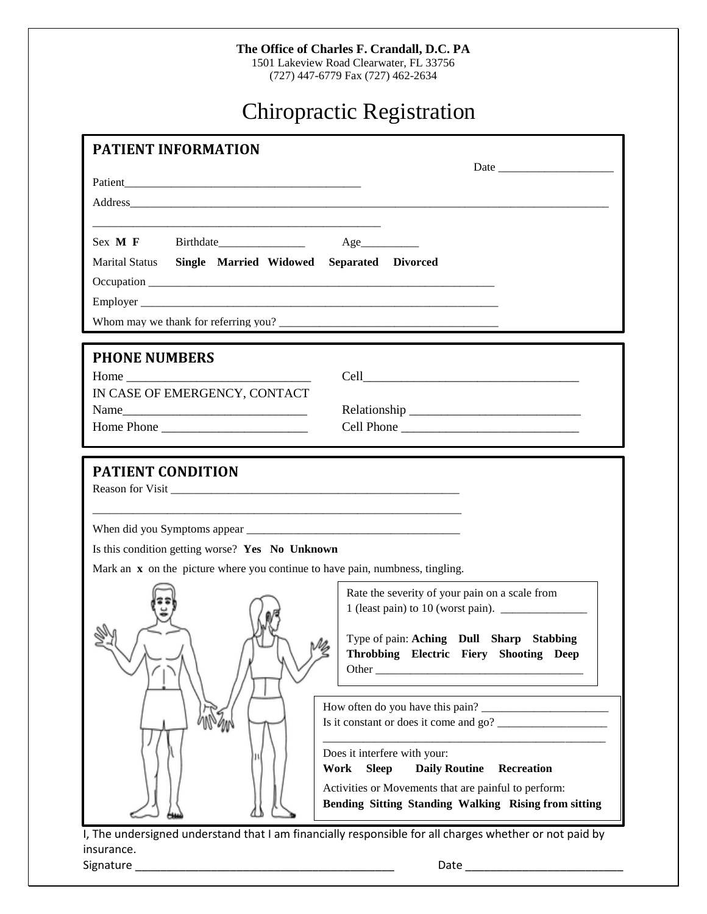**The Office of Charles F. Crandall, D.C. PA**
1501 Lakeview Road Clearwater, FL 33756
(727) 447-6779 Fax (727) 462-2634

# Chiropractic Registration

## PATIENT INFORMATION

Date ____________________

Patient_________________________________________

Address_________________________________________________________________________________________

__________________________________________________

Sex **M F** Birthdate_______________ Age__________

Marital Status **Single Married Widowed Separated Divorced**

Occupation ______________________________________________________________

Employer _________________________________________________________________

Whom may we thank for referring you? ______________________________________

## PHONE NUMBERS

Home _____________________________ Cell___________________________________

IN CASE OF EMERGENCY, CONTACT

Name_____________________________ Relationship ___________________________

Home Phone ______________________ Cell Phone ____________________________

## PATIENT CONDITION

Reason for Visit __________________________________________________

_______________________________________________________________

When did you Symptoms appear ______________________________________

Is this condition getting worse? **Yes No Unknown**

Mark an **x** on the picture where you continue to have pain, numbness, tingling.

Rate the severity of your pain on a scale from 1 (least pain) to 10 (worst pain). _______________

Type of pain: **Aching Dull Sharp Stabbing Throbbing Electric Fiery Shooting Deep**
Other ____________________________________

How often do you have this pain? ______________________

Is it constant or does it come and go? ___________________

__________________________________________________

Does it interfere with your:
**Work Sleep Daily Routine Recreation**

Activities or Movements that are painful to perform:
**Bending Sitting Standing Walking Rising from sitting**

I, The undersigned understand that I am financially responsible for all charges whether or not paid by insurance.

Signature ___________________________________________ Date __________________________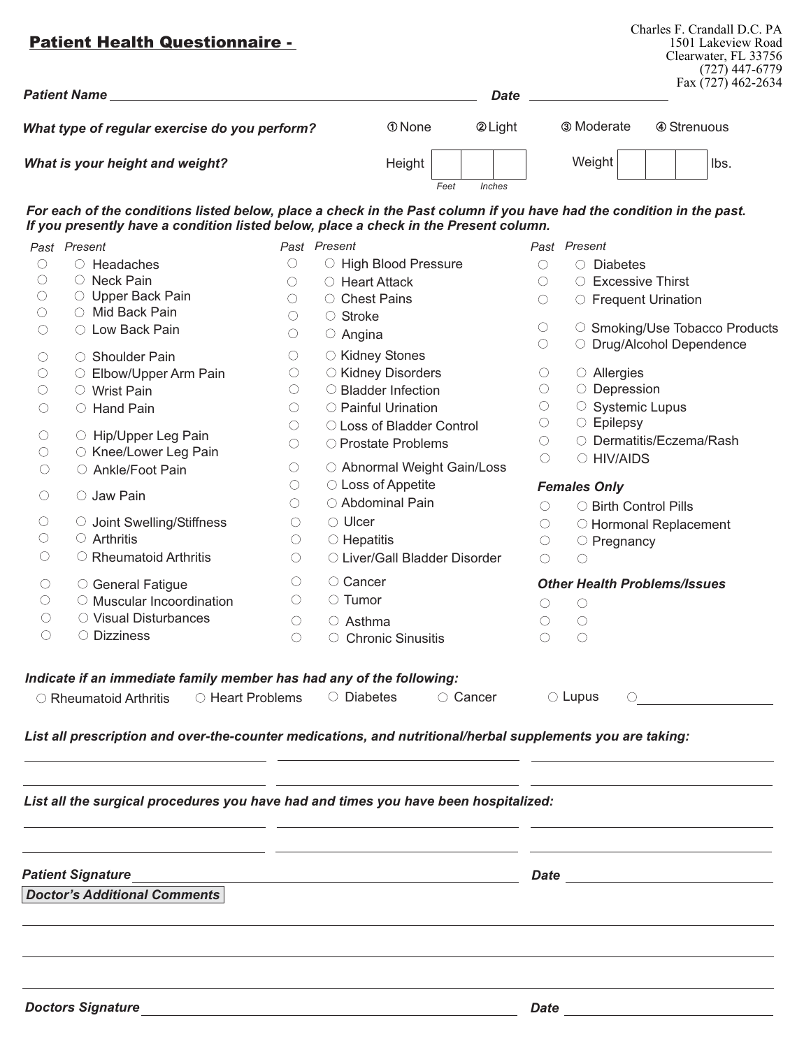## Patient Health Questionnaire -

Charles F. Crandall D.C. PA
1501 Lakeview Road
Clearwater, FL 33756
(727) 447-6779
Fax (727) 462-2634

***Patient Name*** ______________________________ ***Date*** ______________

***What type of regular exercise do you perform?*** ① None ② Light ③ Moderate ④ Strenuous

***What is your height and weight?*** Height [ ] [ ] [ ] (Feet, Inches) Weight [ ] [ ] [ ] lbs.

***For each of the conditions listed below, place a check in the Past column if you have had the condition in the past. If you presently have a condition listed below, place a check in the Present column.***

| Past | Present | Condition |
|---|---|---|
| ○ | ○ | Headaches |
| ○ | ○ | Neck Pain |
| ○ | ○ | Upper Back Pain |
| ○ | ○ | Mid Back Pain |
| ○ | ○ | Low Back Pain |
| ○ | ○ | Shoulder Pain |
| ○ | ○ | Elbow/Upper Arm Pain |
| ○ | ○ | Wrist Pain |
| ○ | ○ | Hand Pain |
| ○ | ○ | Hip/Upper Leg Pain |
| ○ | ○ | Knee/Lower Leg Pain |
| ○ | ○ | Ankle/Foot Pain |
| ○ | ○ | Jaw Pain |
| ○ | ○ | Joint Swelling/Stiffness |
| ○ | ○ | Arthritis |
| ○ | ○ | Rheumatoid Arthritis |
| ○ | ○ | General Fatigue |
| ○ | ○ | Muscular Incoordination |
| ○ | ○ | Visual Disturbances |
| ○ | ○ | Dizziness |
| ○ | ○ | High Blood Pressure |
| ○ | ○ | Heart Attack |
| ○ | ○ | Chest Pains |
| ○ | ○ | Stroke |
| ○ | ○ | Angina |
| ○ | ○ | Kidney Stones |
| ○ | ○ | Kidney Disorders |
| ○ | ○ | Bladder Infection |
| ○ | ○ | Painful Urination |
| ○ | ○ | Loss of Bladder Control |
| ○ | ○ | Prostate Problems |
| ○ | ○ | Abnormal Weight Gain/Loss |
| ○ | ○ | Loss of Appetite |
| ○ | ○ | Abdominal Pain |
| ○ | ○ | Ulcer |
| ○ | ○ | Hepatitis |
| ○ | ○ | Liver/Gall Bladder Disorder |
| ○ | ○ | Cancer |
| ○ | ○ | Tumor |
| ○ | ○ | Asthma |
| ○ | ○ | Chronic Sinusitis |
| ○ | ○ | Diabetes |
| ○ | ○ | Excessive Thirst |
| ○ | ○ | Frequent Urination |
| ○ | ○ | Smoking/Use Tobacco Products |
| ○ | ○ | Drug/Alcohol Dependence |
| ○ | ○ | Allergies |
| ○ | ○ | Depression |
| ○ | ○ | Systemic Lupus |
| ○ | ○ | Epilepsy |
| ○ | ○ | Dermatitis/Eczema/Rash |
| ○ | ○ | HIV/AIDS |

***Females Only***

| Past | Present | Condition |
|---|---|---|
| ○ | ○ | Birth Control Pills |
| ○ | ○ | Hormonal Replacement |
| ○ | ○ | Pregnancy |
| ○ | ○ | |

***Other Health Problems/Issues***

| Past | Present | Condition |
|---|---|---|
| ○ | ○ | |
| ○ | ○ | |
| ○ | ○ | |

***Indicate if an immediate family member has had any of the following:***

○ Rheumatoid Arthritis ○ Heart Problems ○ Diabetes ○ Cancer ○ Lupus ○ ______________

***List all prescription and over-the-counter medications, and nutritional/herbal supplements you are taking:***

______________ ______________ ______________

______________ ______________ ______________

***List all the surgical procedures you have had and times you have been hospitalized:***

______________ ______________ ______________

______________ ______________ ______________

***Patient Signature*** ______________________________ ***Date*** ______________

***Doctor's Additional Comments***

______________________________________________

______________________________________________

______________________________________________

***Doctors Signature*** ______________________________ ***Date*** ______________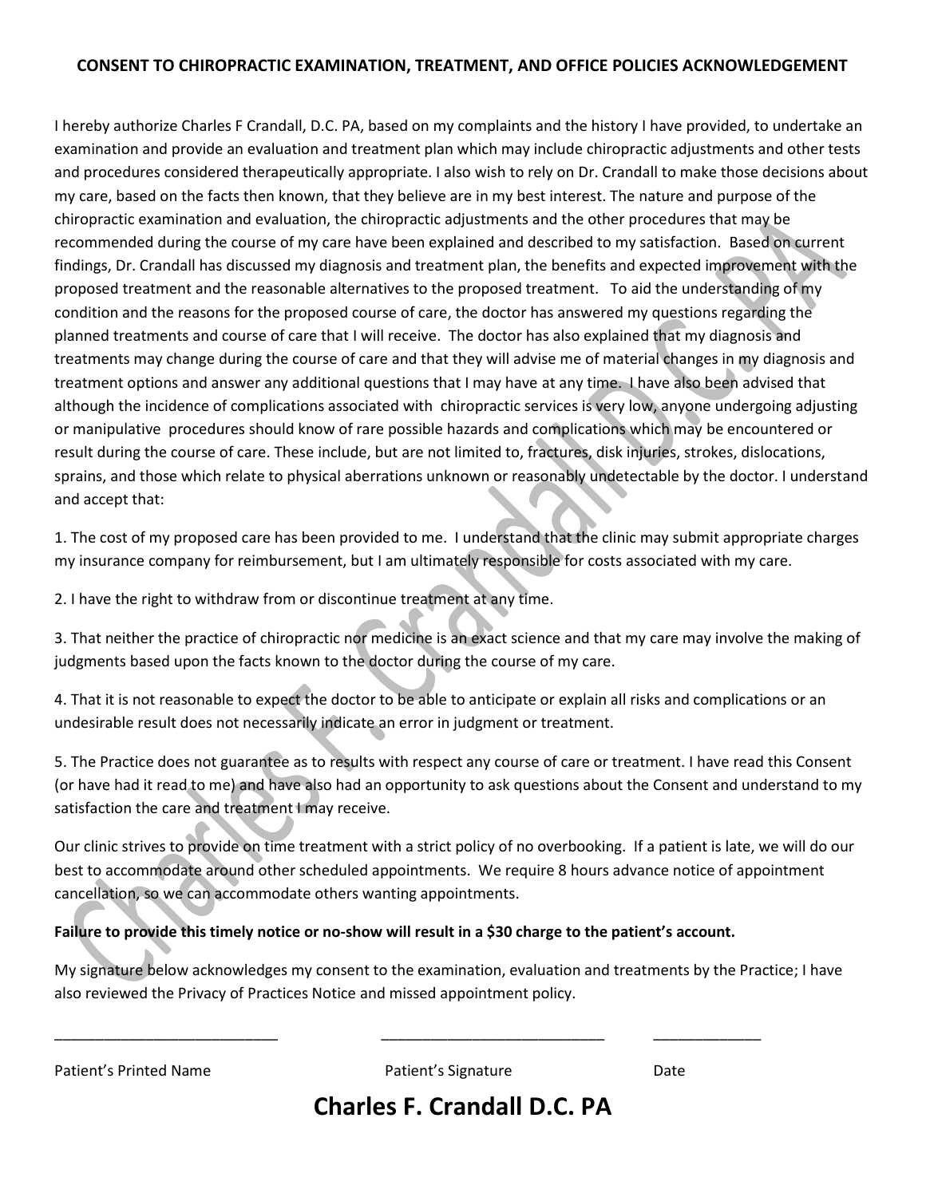## CONSENT TO CHIROPRACTIC EXAMINATION, TREATMENT, AND OFFICE POLICIES ACKNOWLEDGEMENT

I hereby authorize Charles F Crandall, D.C. PA, based on my complaints and the history I have provided, to undertake an examination and provide an evaluation and treatment plan which may include chiropractic adjustments and other tests and procedures considered therapeutically appropriate. I also wish to rely on Dr. Crandall to make those decisions about my care, based on the facts then known, that they believe are in my best interest. The nature and purpose of the chiropractic examination and evaluation, the chiropractic adjustments and the other procedures that may be recommended during the course of my care have been explained and described to my satisfaction. Based on current findings, Dr. Crandall has discussed my diagnosis and treatment plan, the benefits and expected improvement with the proposed treatment and the reasonable alternatives to the proposed treatment. To aid the understanding of my condition and the reasons for the proposed course of care, the doctor has answered my questions regarding the planned treatments and course of care that I will receive. The doctor has also explained that my diagnosis and treatments may change during the course of care and that they will advise me of material changes in my diagnosis and treatment options and answer any additional questions that I may have at any time. I have also been advised that although the incidence of complications associated with chiropractic services is very low, anyone undergoing adjusting or manipulative procedures should know of rare possible hazards and complications which may be encountered or result during the course of care. These include, but are not limited to, fractures, disk injuries, strokes, dislocations, sprains, and those which relate to physical aberrations unknown or reasonably undetectable by the doctor. I understand and accept that:

1. The cost of my proposed care has been provided to me. I understand that the clinic may submit appropriate charges my insurance company for reimbursement, but I am ultimately responsible for costs associated with my care.

2. I have the right to withdraw from or discontinue treatment at any time.

3. That neither the practice of chiropractic nor medicine is an exact science and that my care may involve the making of judgments based upon the facts known to the doctor during the course of my care.

4. That it is not reasonable to expect the doctor to be able to anticipate or explain all risks and complications or an undesirable result does not necessarily indicate an error in judgment or treatment.

5. The Practice does not guarantee as to results with respect any course of care or treatment. I have read this Consent (or have had it read to me) and have also had an opportunity to ask questions about the Consent and understand to my satisfaction the care and treatment I may receive.

Our clinic strives to provide on time treatment with a strict policy of no overbooking. If a patient is late, we will do our best to accommodate around other scheduled appointments. We require 8 hours advance notice of appointment cancellation, so we can accommodate others wanting appointments.

**Failure to provide this timely notice or no-show will result in a $30 charge to the patient's account.**

My signature below acknowledges my consent to the examination, evaluation and treatments by the Practice; I have also reviewed the Privacy of Practices Notice and missed appointment policy.

___________________________ ___________________________ _____________

Patient's Printed Name Patient's Signature Date

**Charles F. Crandall D.C. PA**